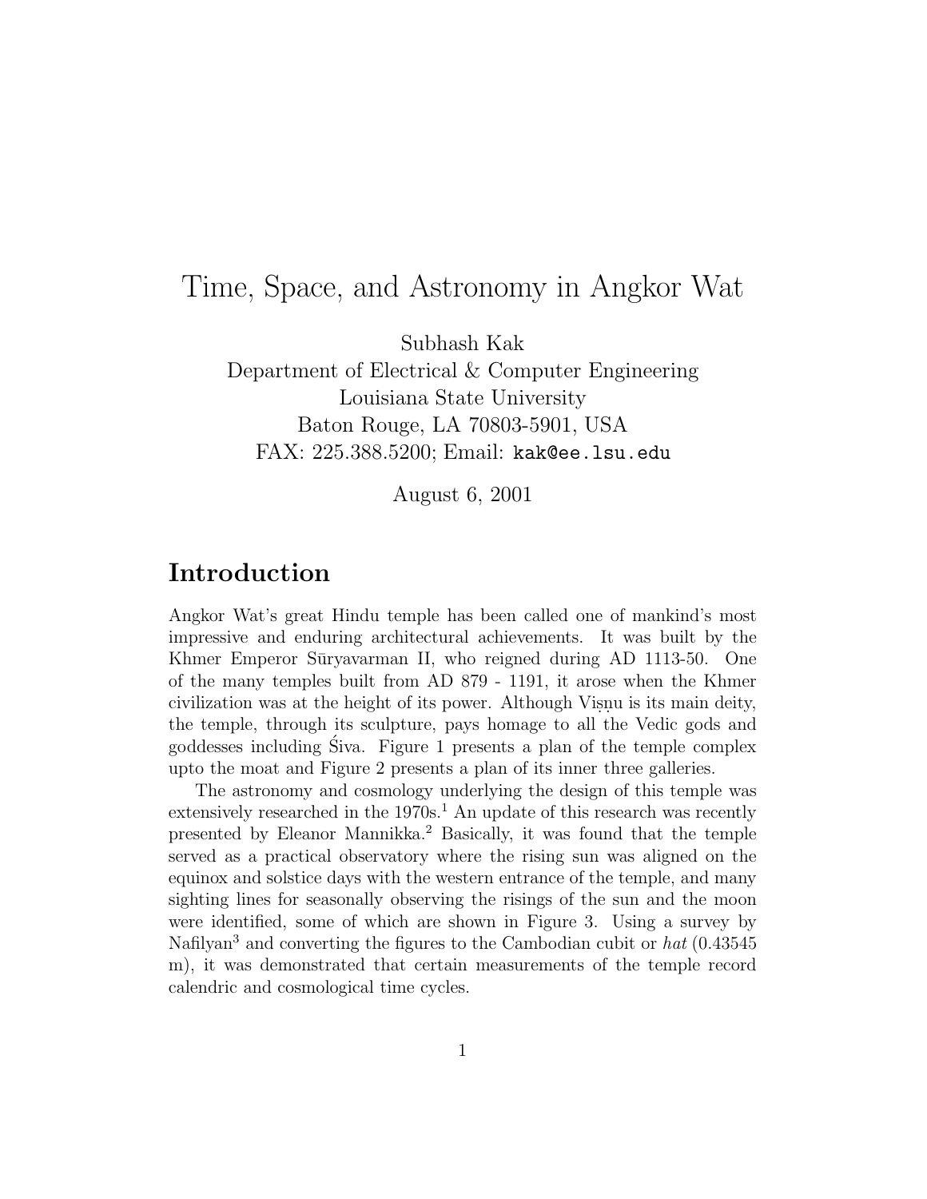# Time, Space, and Astronomy in Angkor Wat

Subhash Kak
Department of Electrical & Computer Engineering
Louisiana State University
Baton Rouge, LA 70803-5901, USA
FAX: 225.388.5200; Email: kak@ee.lsu.edu

August 6, 2001

## Introduction

Angkor Wat's great Hindu temple has been called one of mankind's most impressive and enduring architectural achievements. It was built by the Khmer Emperor Sūryavarman II, who reigned during AD 1113-50. One of the many temples built from AD 879 - 1191, it arose when the Khmer civilization was at the height of its power. Although Viṣṇu is its main deity, the temple, through its sculpture, pays homage to all the Vedic gods and goddesses including Śiva. Figure 1 presents a plan of the temple complex upto the moat and Figure 2 presents a plan of its inner three galleries.

The astronomy and cosmology underlying the design of this temple was extensively researched in the 1970s.[1] An update of this research was recently presented by Eleanor Mannikka.[2] Basically, it was found that the temple served as a practical observatory where the rising sun was aligned on the equinox and solstice days with the western entrance of the temple, and many sighting lines for seasonally observing the risings of the sun and the moon were identified, some of which are shown in Figure 3. Using a survey by Nafilyan[3] and converting the figures to the Cambodian cubit or *hat* (0.43545 m), it was demonstrated that certain measurements of the temple record calendric and cosmological time cycles.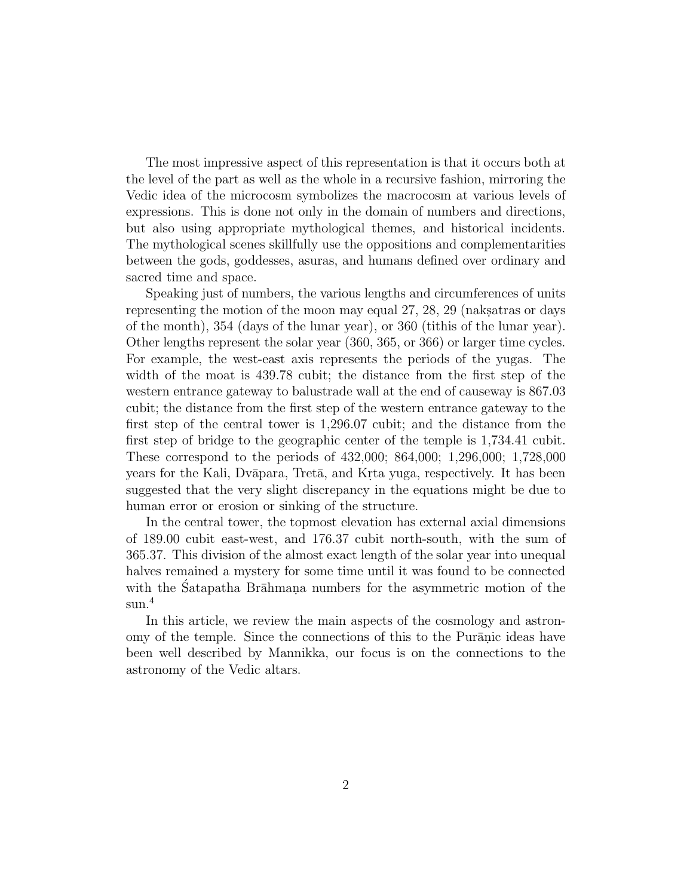The most impressive aspect of this representation is that it occurs both at the level of the part as well as the whole in a recursive fashion, mirroring the Vedic idea of the microcosm symbolizes the macrocosm at various levels of expressions. This is done not only in the domain of numbers and directions, but also using appropriate mythological themes, and historical incidents. The mythological scenes skillfully use the oppositions and complementarities between the gods, goddesses, asuras, and humans defined over ordinary and sacred time and space.

Speaking just of numbers, the various lengths and circumferences of units representing the motion of the moon may equal 27, 28, 29 (nakṣatras or days of the month), 354 (days of the lunar year), or 360 (tithis of the lunar year). Other lengths represent the solar year (360, 365, or 366) or larger time cycles. For example, the west-east axis represents the periods of the yugas. The width of the moat is 439.78 cubit; the distance from the first step of the western entrance gateway to balustrade wall at the end of causeway is 867.03 cubit; the distance from the first step of the western entrance gateway to the first step of the central tower is 1,296.07 cubit; and the distance from the first step of bridge to the geographic center of the temple is 1,734.41 cubit. These correspond to the periods of 432,000; 864,000; 1,296,000; 1,728,000 years for the Kali, Dvāpara, Tretā, and Kṛta yuga, respectively. It has been suggested that the very slight discrepancy in the equations might be due to human error or erosion or sinking of the structure.

In the central tower, the topmost elevation has external axial dimensions of 189.00 cubit east-west, and 176.37 cubit north-south, with the sum of 365.37. This division of the almost exact length of the solar year into unequal halves remained a mystery for some time until it was found to be connected with the Śatapatha Brāhmaṇa numbers for the asymmetric motion of the sun.[4]

In this article, we review the main aspects of the cosmology and astronomy of the temple. Since the connections of this to the Purāṇic ideas have been well described by Mannikka, our focus is on the connections to the astronomy of the Vedic altars.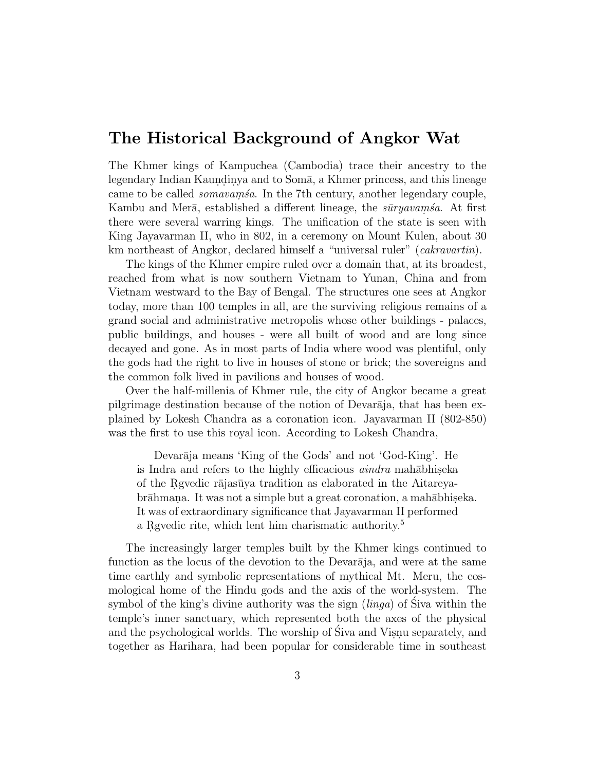## The Historical Background of Angkor Wat

The Khmer kings of Kampuchea (Cambodia) trace their ancestry to the legendary Indian Kauṇḍiṇya and to Somā, a Khmer princess, and this lineage came to be called *somavaṃśa*. In the 7th century, another legendary couple, Kambu and Merā, established a different lineage, the *sūryavaṃśa*. At first there were several warring kings. The unification of the state is seen with King Jayavarman II, who in 802, in a ceremony on Mount Kulen, about 30 km northeast of Angkor, declared himself a "universal ruler" (*cakravartin*).

The kings of the Khmer empire ruled over a domain that, at its broadest, reached from what is now southern Vietnam to Yunan, China and from Vietnam westward to the Bay of Bengal. The structures one sees at Angkor today, more than 100 temples in all, are the surviving religious remains of a grand social and administrative metropolis whose other buildings - palaces, public buildings, and houses - were all built of wood and are long since decayed and gone. As in most parts of India where wood was plentiful, only the gods had the right to live in houses of stone or brick; the sovereigns and the common folk lived in pavilions and houses of wood.

Over the half-millenia of Khmer rule, the city of Angkor became a great pilgrimage destination because of the notion of Devarāja, that has been explained by Lokesh Chandra as a coronation icon. Jayavarman II (802-850) was the first to use this royal icon. According to Lokesh Chandra,

> Devarāja means 'King of the Gods' and not 'God-King'. He is Indra and refers to the highly efficacious *aindra* mahābhiṣeka of the Ṛgvedic rājasūya tradition as elaborated in the Aitareya-brāhmaṇa. It was not a simple but a great coronation, a mahābhiṣeka. It was of extraordinary significance that Jayavarman II performed a Ṛgvedic rite, which lent him charismatic authority.[5]

The increasingly larger temples built by the Khmer kings continued to function as the locus of the devotion to the Devarāja, and were at the same time earthly and symbolic representations of mythical Mt. Meru, the cosmological home of the Hindu gods and the axis of the world-system. The symbol of the king's divine authority was the sign (*linga*) of Śiva within the temple's inner sanctuary, which represented both the axes of the physical and the psychological worlds. The worship of Śiva and Viṣṇu separately, and together as Harihara, had been popular for considerable time in southeast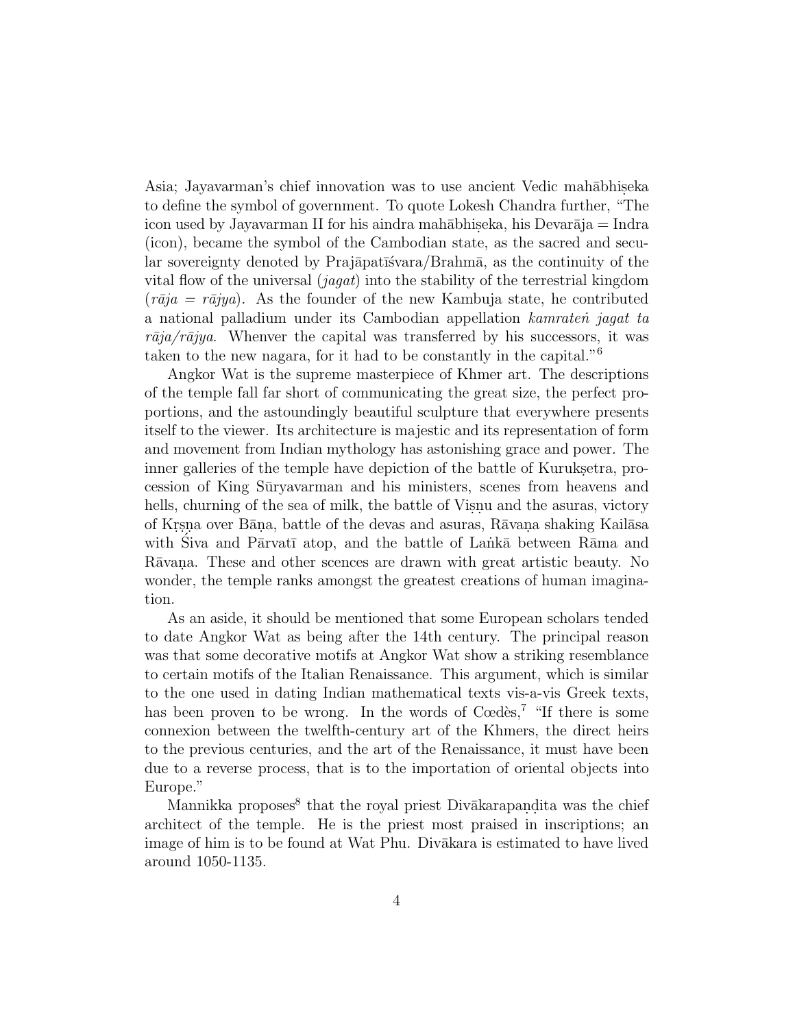Asia; Jayavarman's chief innovation was to use ancient Vedic mahābhiṣeka to define the symbol of government. To quote Lokesh Chandra further, "The icon used by Jayavarman II for his aindra mahābhiṣeka, his Devarāja = Indra (icon), became the symbol of the Cambodian state, as the sacred and secular sovereignty denoted by Prajāpatīśvara/Brahmā, as the continuity of the vital flow of the universal (*jagat*) into the stability of the terrestrial kingdom (*rāja* = *rājya*). As the founder of the new Kambuja state, he contributed a national palladium under its Cambodian appellation *kamrateṅ jagat ta rāja/rājya*. Whenver the capital was transferred by his successors, it was taken to the new nagara, for it had to be constantly in the capital."[6]

Angkor Wat is the supreme masterpiece of Khmer art. The descriptions of the temple fall far short of communicating the great size, the perfect proportions, and the astoundingly beautiful sculpture that everywhere presents itself to the viewer. Its architecture is majestic and its representation of form and movement from Indian mythology has astonishing grace and power. The inner galleries of the temple have depiction of the battle of Kurukṣetra, procession of King Sūryavarman and his ministers, scenes from heavens and hells, churning of the sea of milk, the battle of Viṣṇu and the asuras, victory of Kṛṣṇa over Bāṇa, battle of the devas and asuras, Rāvaṇa shaking Kailāsa with Śiva and Pārvatī atop, and the battle of Laṅkā between Rāma and Rāvaṇa. These and other scences are drawn with great artistic beauty. No wonder, the temple ranks amongst the greatest creations of human imagination.

As an aside, it should be mentioned that some European scholars tended to date Angkor Wat as being after the 14th century. The principal reason was that some decorative motifs at Angkor Wat show a striking resemblance to certain motifs of the Italian Renaissance. This argument, which is similar to the one used in dating Indian mathematical texts vis-a-vis Greek texts, has been proven to be wrong. In the words of Cœdès,[7] "If there is some connexion between the twelfth-century art of the Khmers, the direct heirs to the previous centuries, and the art of the Renaissance, it must have been due to a reverse process, that is to the importation of oriental objects into Europe."

Mannikka proposes[8] that the royal priest Divākarapaṇḍita was the chief architect of the temple. He is the priest most praised in inscriptions; an image of him is to be found at Wat Phu. Divākara is estimated to have lived around 1050-1135.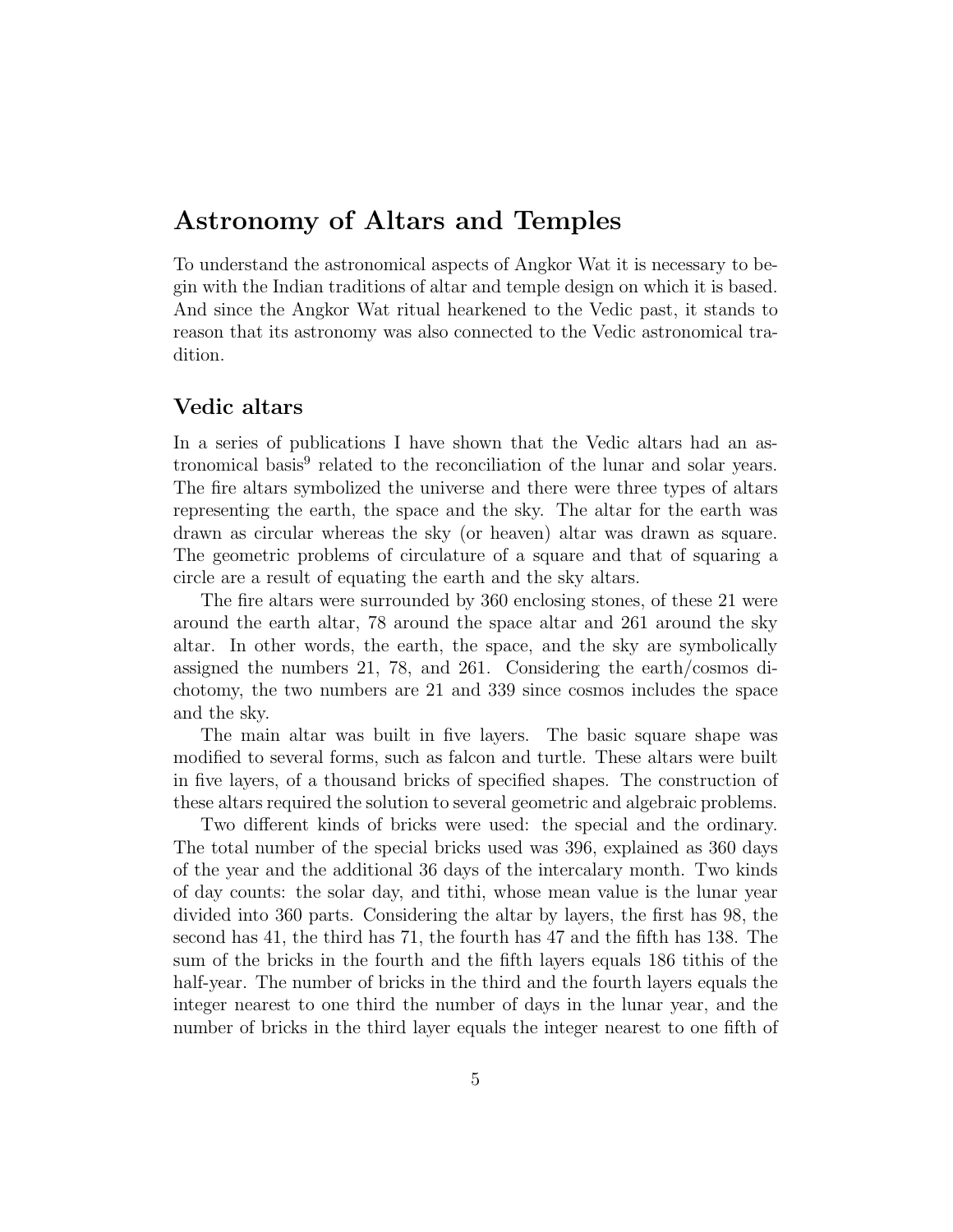# Astronomy of Altars and Temples

To understand the astronomical aspects of Angkor Wat it is necessary to begin with the Indian traditions of altar and temple design on which it is based. And since the Angkor Wat ritual hearkened to the Vedic past, it stands to reason that its astronomy was also connected to the Vedic astronomical tradition.

## Vedic altars

In a series of publications I have shown that the Vedic altars had an astronomical basis[9] related to the reconciliation of the lunar and solar years. The fire altars symbolized the universe and there were three types of altars representing the earth, the space and the sky. The altar for the earth was drawn as circular whereas the sky (or heaven) altar was drawn as square. The geometric problems of circulature of a square and that of squaring a circle are a result of equating the earth and the sky altars.

The fire altars were surrounded by 360 enclosing stones, of these 21 were around the earth altar, 78 around the space altar and 261 around the sky altar. In other words, the earth, the space, and the sky are symbolically assigned the numbers 21, 78, and 261. Considering the earth/cosmos dichotomy, the two numbers are 21 and 339 since cosmos includes the space and the sky.

The main altar was built in five layers. The basic square shape was modified to several forms, such as falcon and turtle. These altars were built in five layers, of a thousand bricks of specified shapes. The construction of these altars required the solution to several geometric and algebraic problems.

Two different kinds of bricks were used: the special and the ordinary. The total number of the special bricks used was 396, explained as 360 days of the year and the additional 36 days of the intercalary month. Two kinds of day counts: the solar day, and tithi, whose mean value is the lunar year divided into 360 parts. Considering the altar by layers, the first has 98, the second has 41, the third has 71, the fourth has 47 and the fifth has 138. The sum of the bricks in the fourth and the fifth layers equals 186 tithis of the half-year. The number of bricks in the third and the fourth layers equals the integer nearest to one third the number of days in the lunar year, and the number of bricks in the third layer equals the integer nearest to one fifth of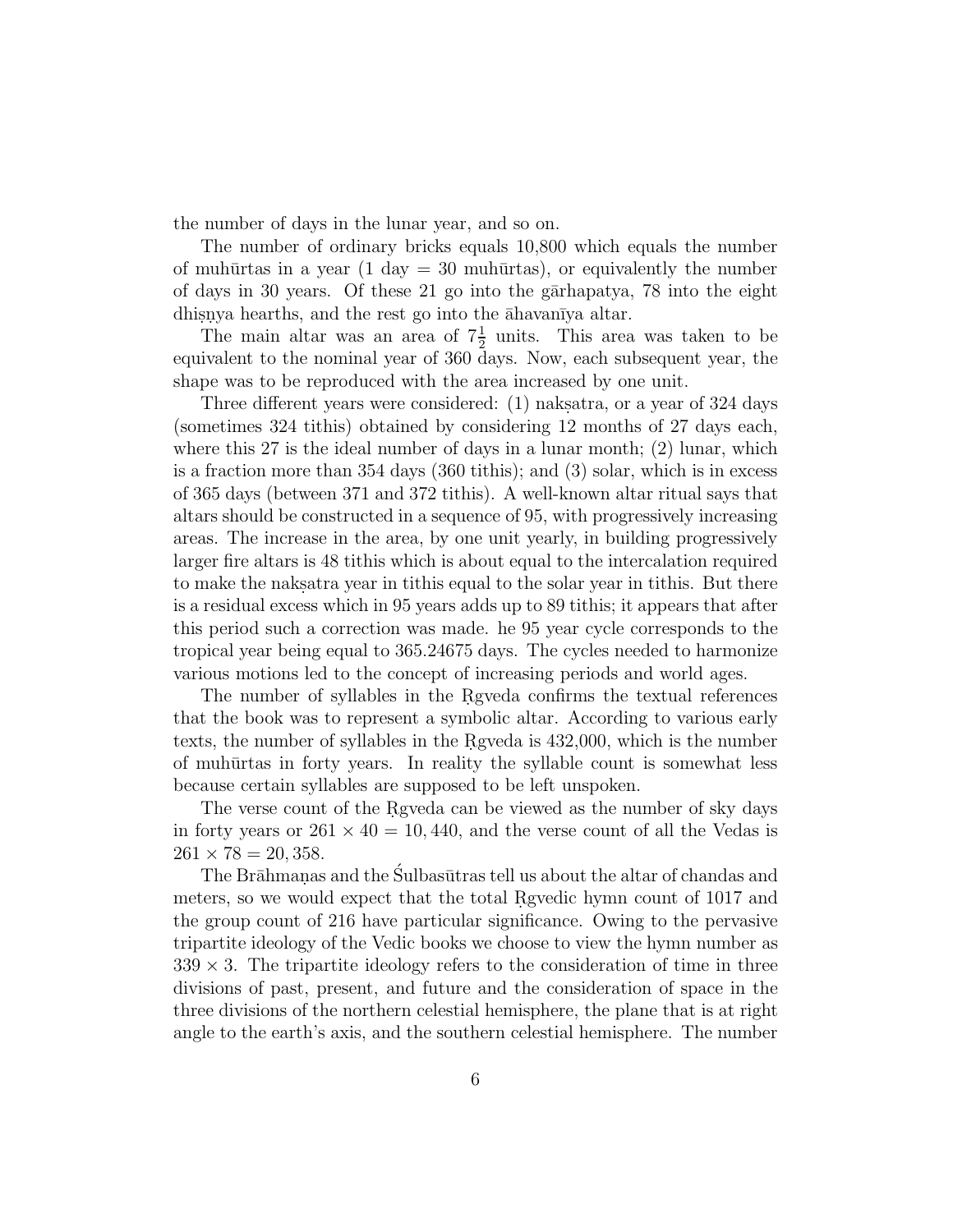the number of days in the lunar year, and so on.

The number of ordinary bricks equals 10,800 which equals the number of muhūrtas in a year (1 day = 30 muhūrtas), or equivalently the number of days in 30 years. Of these 21 go into the gārhapatya, 78 into the eight dhiṣṇya hearths, and the rest go into the āhavanīya altar.

The main altar was an area of $7\frac{1}{2}$ units. This area was taken to be equivalent to the nominal year of 360 days. Now, each subsequent year, the shape was to be reproduced with the area increased by one unit.

Three different years were considered: (1) nakṣatra, or a year of 324 days (sometimes 324 tithis) obtained by considering 12 months of 27 days each, where this 27 is the ideal number of days in a lunar month; (2) lunar, which is a fraction more than 354 days (360 tithis); and (3) solar, which is in excess of 365 days (between 371 and 372 tithis). A well-known altar ritual says that altars should be constructed in a sequence of 95, with progressively increasing areas. The increase in the area, by one unit yearly, in building progressively larger fire altars is 48 tithis which is about equal to the intercalation required to make the nakṣatra year in tithis equal to the solar year in tithis. But there is a residual excess which in 95 years adds up to 89 tithis; it appears that after this period such a correction was made. he 95 year cycle corresponds to the tropical year being equal to 365.24675 days. The cycles needed to harmonize various motions led to the concept of increasing periods and world ages.

The number of syllables in the Ṛgveda confirms the textual references that the book was to represent a symbolic altar. According to various early texts, the number of syllables in the Ṛgveda is 432,000, which is the number of muhūrtas in forty years. In reality the syllable count is somewhat less because certain syllables are supposed to be left unspoken.

The verse count of the Ṛgveda can be viewed as the number of sky days in forty years or $261 \times 40 = 10,440$, and the verse count of all the Vedas is $261 \times 78 = 20,358$.

The Brāhmaṇas and the Śulbasūtras tell us about the altar of chandas and meters, so we would expect that the total Ṛgvedic hymn count of 1017 and the group count of 216 have particular significance. Owing to the pervasive tripartite ideology of the Vedic books we choose to view the hymn number as $339 \times 3$. The tripartite ideology refers to the consideration of time in three divisions of past, present, and future and the consideration of space in the three divisions of the northern celestial hemisphere, the plane that is at right angle to the earth's axis, and the southern celestial hemisphere. The number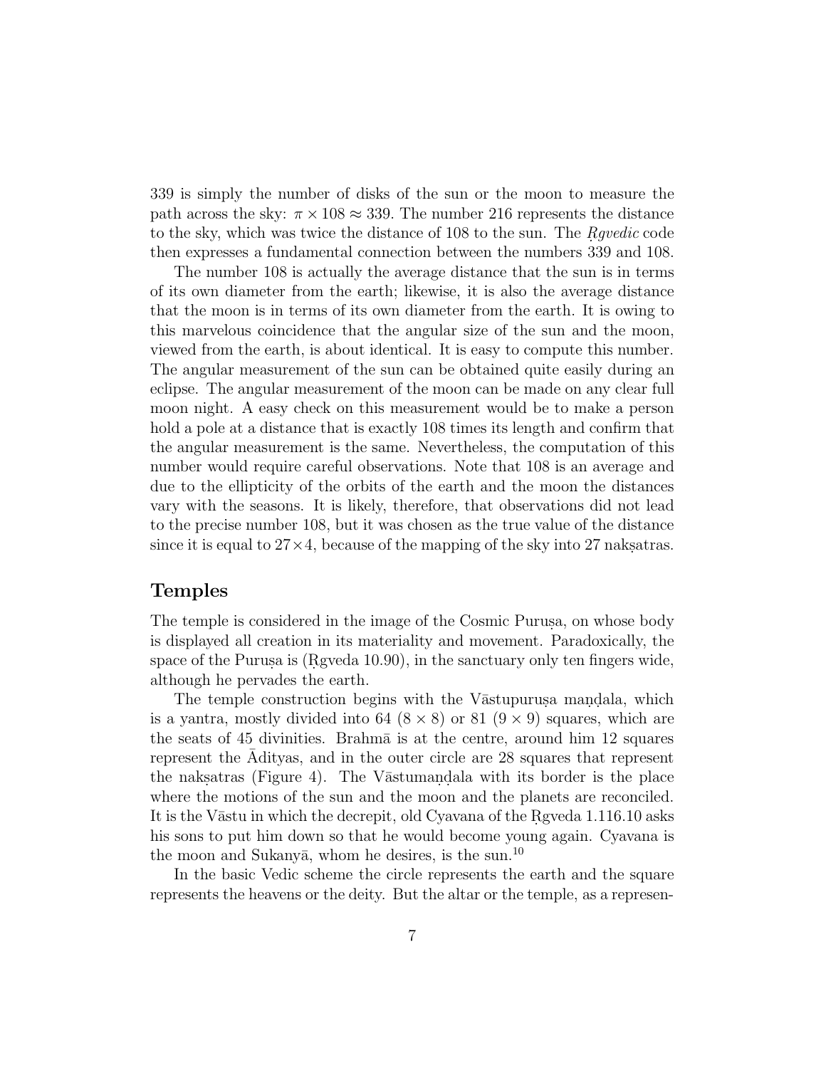339 is simply the number of disks of the sun or the moon to measure the path across the sky: $\pi \times 108 \approx 339$. The number 216 represents the distance to the sky, which was twice the distance of 108 to the sun. The *Ṛgvedic* code then expresses a fundamental connection between the numbers 339 and 108.

The number 108 is actually the average distance that the sun is in terms of its own diameter from the earth; likewise, it is also the average distance that the moon is in terms of its own diameter from the earth. It is owing to this marvelous coincidence that the angular size of the sun and the moon, viewed from the earth, is about identical. It is easy to compute this number. The angular measurement of the sun can be obtained quite easily during an eclipse. The angular measurement of the moon can be made on any clear full moon night. A easy check on this measurement would be to make a person hold a pole at a distance that is exactly 108 times its length and confirm that the angular measurement is the same. Nevertheless, the computation of this number would require careful observations. Note that 108 is an average and due to the ellipticity of the orbits of the earth and the moon the distances vary with the seasons. It is likely, therefore, that observations did not lead to the precise number 108, but it was chosen as the true value of the distance since it is equal to $27 \times 4$, because of the mapping of the sky into 27 nakṣatras.

## Temples

The temple is considered in the image of the Cosmic Puruṣa, on whose body is displayed all creation in its materiality and movement. Paradoxically, the space of the Puruṣa is (Ṛgveda 10.90), in the sanctuary only ten fingers wide, although he pervades the earth.

The temple construction begins with the Vāstupuruṣa maṇḍala, which is a yantra, mostly divided into 64 ($8 \times 8$) or 81 ($9 \times 9$) squares, which are the seats of 45 divinities. Brahmā is at the centre, around him 12 squares represent the Ādityas, and in the outer circle are 28 squares that represent the nakṣatras (Figure 4). The Vāstumaṇḍala with its border is the place where the motions of the sun and the moon and the planets are reconciled. It is the Vāstu in which the decrepit, old Cyavana of the Ṛgveda 1.116.10 asks his sons to put him down so that he would become young again. Cyavana is the moon and Sukanyā, whom he desires, is the sun.[10]

In the basic Vedic scheme the circle represents the earth and the square represents the heavens or the deity. But the altar or the temple, as a represen-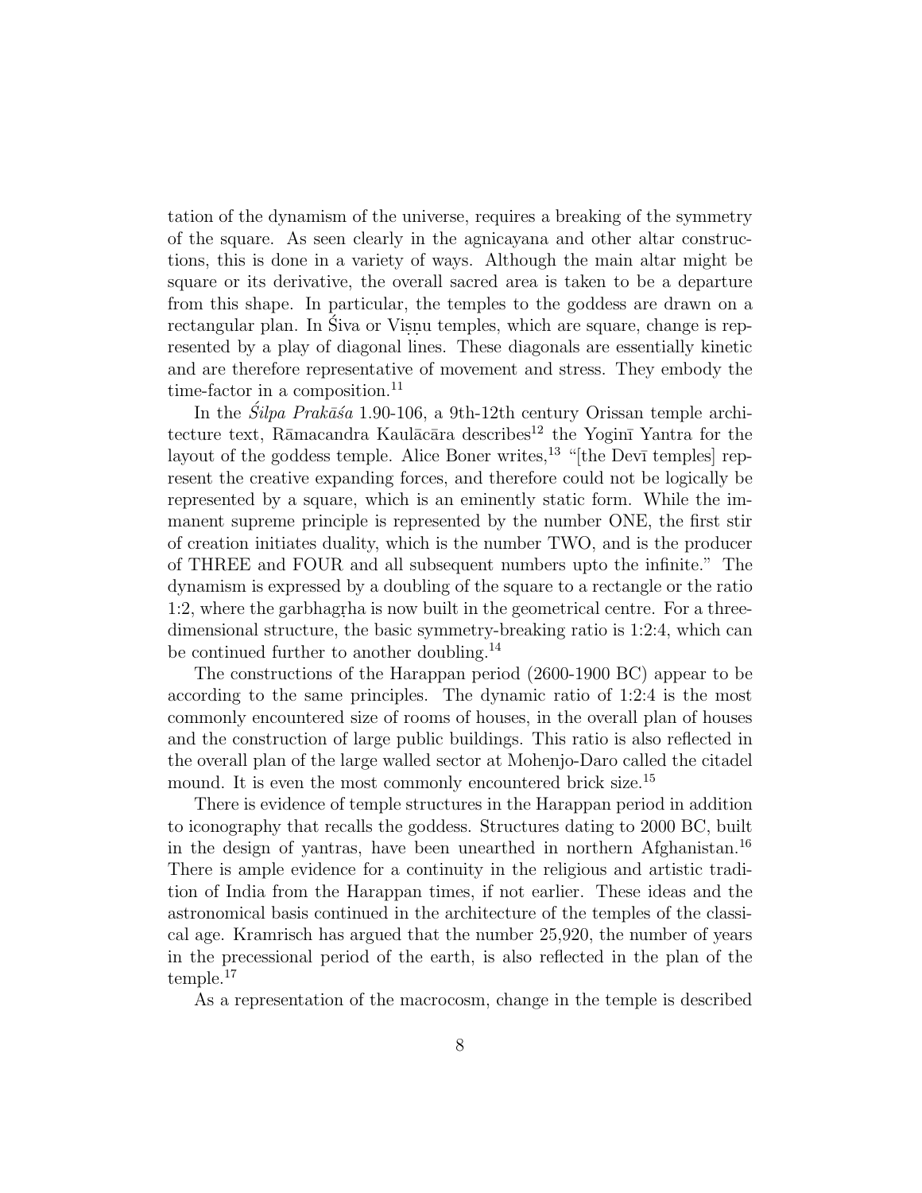tation of the dynamism of the universe, requires a breaking of the symmetry of the square. As seen clearly in the agnicayana and other altar constructions, this is done in a variety of ways. Although the main altar might be square or its derivative, the overall sacred area is taken to be a departure from this shape. In particular, the temples to the goddess are drawn on a rectangular plan. In Śiva or Viṣṇu temples, which are square, change is represented by a play of diagonal lines. These diagonals are essentially kinetic and are therefore representative of movement and stress. They embody the time-factor in a composition.[11]

In the *Śilpa Prakāśa* 1.90-106, a 9th-12th century Orissan temple architecture text, Rāmacandra Kaulācāra describes[12] the Yoginī Yantra for the layout of the goddess temple. Alice Boner writes,[13] "[the Devī temples] represent the creative expanding forces, and therefore could not be logically be represented by a square, which is an eminently static form. While the immanent supreme principle is represented by the number ONE, the first stir of creation initiates duality, which is the number TWO, and is the producer of THREE and FOUR and all subsequent numbers upto the infinite." The dynamism is expressed by a doubling of the square to a rectangle or the ratio 1:2, where the garbhagṛha is now built in the geometrical centre. For a three-dimensional structure, the basic symmetry-breaking ratio is 1:2:4, which can be continued further to another doubling.[14]

The constructions of the Harappan period (2600-1900 BC) appear to be according to the same principles. The dynamic ratio of 1:2:4 is the most commonly encountered size of rooms of houses, in the overall plan of houses and the construction of large public buildings. This ratio is also reflected in the overall plan of the large walled sector at Mohenjo-Daro called the citadel mound. It is even the most commonly encountered brick size.[15]

There is evidence of temple structures in the Harappan period in addition to iconography that recalls the goddess. Structures dating to 2000 BC, built in the design of yantras, have been unearthed in northern Afghanistan.[16] There is ample evidence for a continuity in the religious and artistic tradition of India from the Harappan times, if not earlier. These ideas and the astronomical basis continued in the architecture of the temples of the classical age. Kramrisch has argued that the number 25,920, the number of years in the precessional period of the earth, is also reflected in the plan of the temple.[17]

As a representation of the macrocosm, change in the temple is described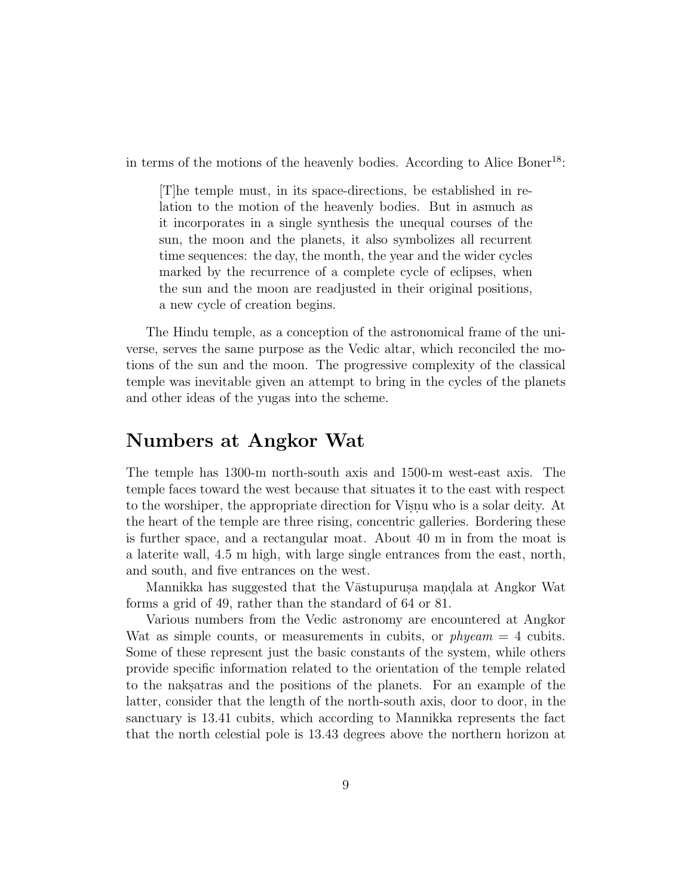in terms of the motions of the heavenly bodies. According to Alice Boner[18]:

> [T]he temple must, in its space-directions, be established in relation to the motion of the heavenly bodies. But in asmuch as it incorporates in a single synthesis the unequal courses of the sun, the moon and the planets, it also symbolizes all recurrent time sequences: the day, the month, the year and the wider cycles marked by the recurrence of a complete cycle of eclipses, when the sun and the moon are readjusted in their original positions, a new cycle of creation begins.

The Hindu temple, as a conception of the astronomical frame of the universe, serves the same purpose as the Vedic altar, which reconciled the motions of the sun and the moon. The progressive complexity of the classical temple was inevitable given an attempt to bring in the cycles of the planets and other ideas of the yugas into the scheme.

## Numbers at Angkor Wat

The temple has 1300-m north-south axis and 1500-m west-east axis. The temple faces toward the west because that situates it to the east with respect to the worshiper, the appropriate direction for Viṣṇu who is a solar deity. At the heart of the temple are three rising, concentric galleries. Bordering these is further space, and a rectangular moat. About 40 m in from the moat is a laterite wall, 4.5 m high, with large single entrances from the east, north, and south, and five entrances on the west.

Mannikka has suggested that the Vāstupuruṣa maṇḍala at Angkor Wat forms a grid of 49, rather than the standard of 64 or 81.

Various numbers from the Vedic astronomy are encountered at Angkor Wat as simple counts, or measurements in cubits, or *phyeam* = 4 cubits. Some of these represent just the basic constants of the system, while others provide specific information related to the orientation of the temple related to the nakṣatras and the positions of the planets. For an example of the latter, consider that the length of the north-south axis, door to door, in the sanctuary is 13.41 cubits, which according to Mannikka represents the fact that the north celestial pole is 13.43 degrees above the northern horizon at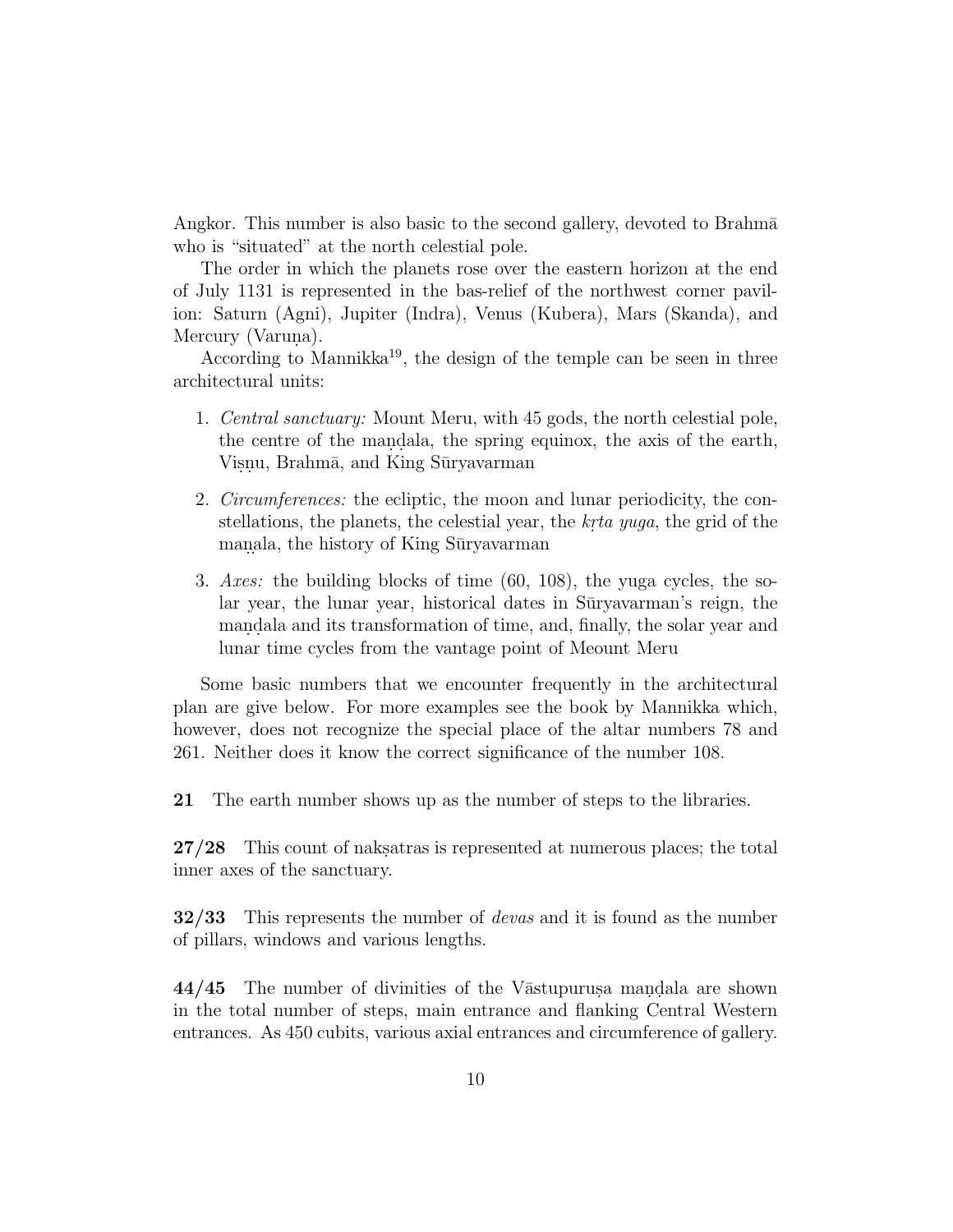Angkor. This number is also basic to the second gallery, devoted to Brahmā who is "situated" at the north celestial pole.

The order in which the planets rose over the eastern horizon at the end of July 1131 is represented in the bas-relief of the northwest corner pavilion: Saturn (Agni), Jupiter (Indra), Venus (Kubera), Mars (Skanda), and Mercury (Varuṇa).

According to Mannikka[19], the design of the temple can be seen in three architectural units:

1. *Central sanctuary:* Mount Meru, with 45 gods, the north celestial pole, the centre of the maṇḍala, the spring equinox, the axis of the earth, Viṣṇu, Brahmā, and King Sūryavarman
2. *Circumferences:* the ecliptic, the moon and lunar periodicity, the constellations, the planets, the celestial year, the *kṛta yuga*, the grid of the maṇ̣ala, the history of King Sūryavarman
3. *Axes:* the building blocks of time (60, 108), the yuga cycles, the solar year, the lunar year, historical dates in Sūryavarman's reign, the maṇḍala and its transformation of time, and, finally, the solar year and lunar time cycles from the vantage point of Meount Meru

Some basic numbers that we encounter frequently in the architectural plan are give below. For more examples see the book by Mannikka which, however, does not recognize the special place of the altar numbers 78 and 261. Neither does it know the correct significance of the number 108.

**21** The earth number shows up as the number of steps to the libraries.

**27/28** This count of nakṣatras is represented at numerous places; the total inner axes of the sanctuary.

**32/33** This represents the number of *devas* and it is found as the number of pillars, windows and various lengths.

**44/45** The number of divinities of the Vāstupuruṣa maṇḍala are shown in the total number of steps, main entrance and flanking Central Western entrances. As 450 cubits, various axial entrances and circumference of gallery.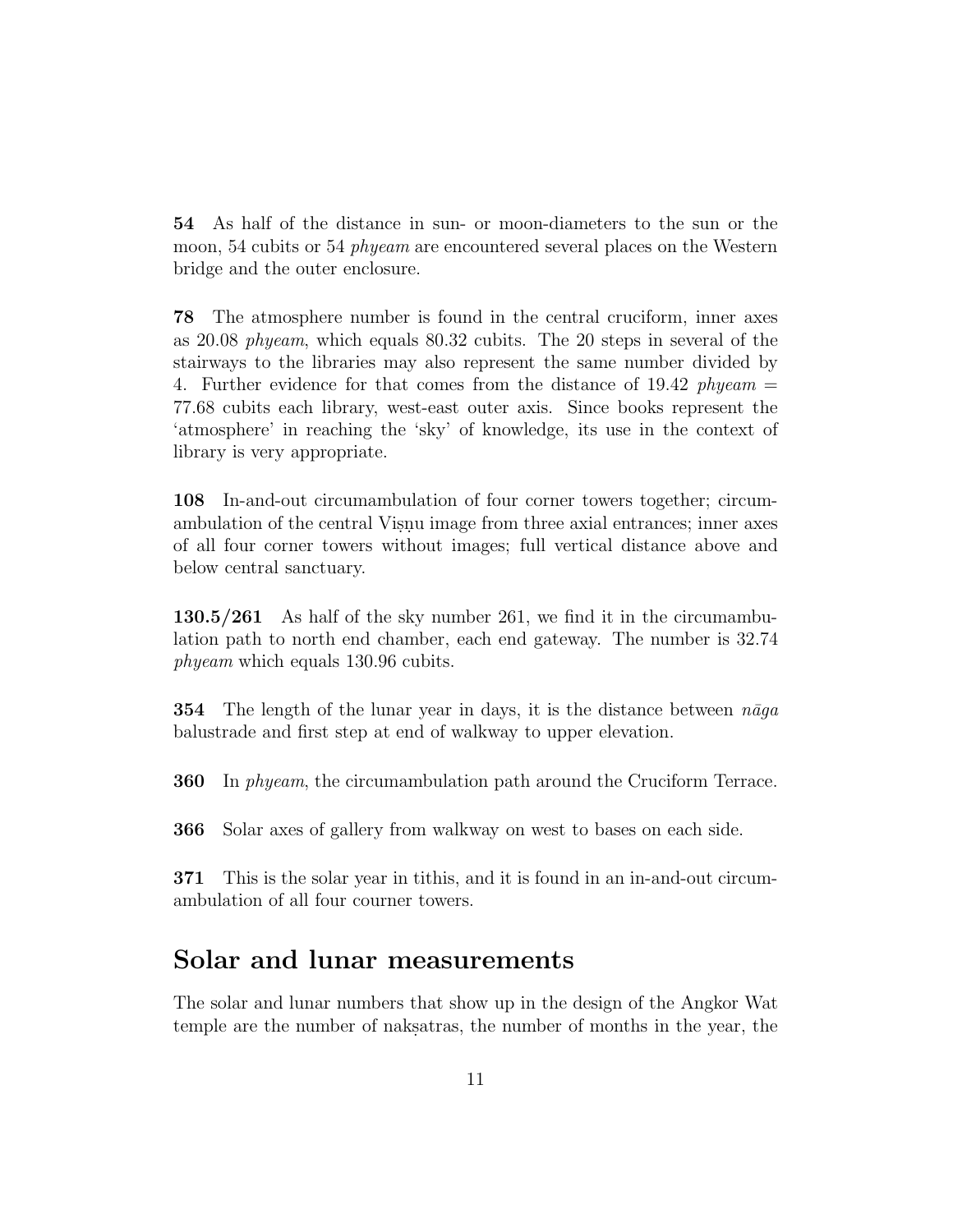**54** As half of the distance in sun- or moon-diameters to the sun or the moon, 54 cubits or 54 *phyeam* are encountered several places on the Western bridge and the outer enclosure.

**78** The atmosphere number is found in the central cruciform, inner axes as 20.08 *phyeam*, which equals 80.32 cubits. The 20 steps in several of the stairways to the libraries may also represent the same number divided by 4. Further evidence for that comes from the distance of 19.42 *phyeam* = 77.68 cubits each library, west-east outer axis. Since books represent the 'atmosphere' in reaching the 'sky' of knowledge, its use in the context of library is very appropriate.

**108** In-and-out circumambulation of four corner towers together; circumambulation of the central Viṣṇu image from three axial entrances; inner axes of all four corner towers without images; full vertical distance above and below central sanctuary.

**130.5/261** As half of the sky number 261, we find it in the circumambulation path to north end chamber, each end gateway. The number is 32.74 *phyeam* which equals 130.96 cubits.

**354** The length of the lunar year in days, it is the distance between *nāga* balustrade and first step at end of walkway to upper elevation.

**360** In *phyeam*, the circumambulation path around the Cruciform Terrace.

**366** Solar axes of gallery from walkway on west to bases on each side.

**371** This is the solar year in tithis, and it is found in an in-and-out circumambulation of all four courner towers.

## Solar and lunar measurements

The solar and lunar numbers that show up in the design of the Angkor Wat temple are the number of nakṣatras, the number of months in the year, the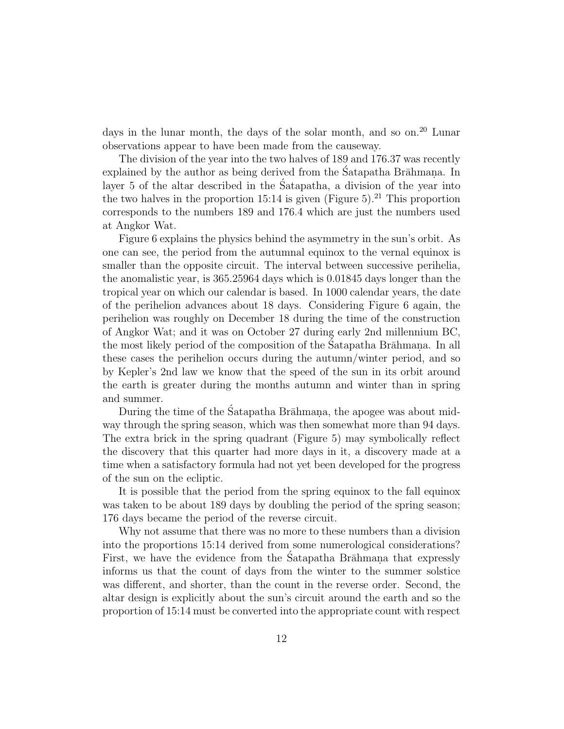days in the lunar month, the days of the solar month, and so on.[20] Lunar observations appear to have been made from the causeway.

The division of the year into the two halves of 189 and 176.37 was recently explained by the author as being derived from the Śatapatha Brāhmaṇa. In layer 5 of the altar described in the Śatapatha, a division of the year into the two halves in the proportion 15:14 is given (Figure 5).[21] This proportion corresponds to the numbers 189 and 176.4 which are just the numbers used at Angkor Wat.

Figure 6 explains the physics behind the asymmetry in the sun's orbit. As one can see, the period from the autumnal equinox to the vernal equinox is smaller than the opposite circuit. The interval between successive perihelia, the anomalistic year, is 365.25964 days which is 0.01845 days longer than the tropical year on which our calendar is based. In 1000 calendar years, the date of the perihelion advances about 18 days. Considering Figure 6 again, the perihelion was roughly on December 18 during the time of the construction of Angkor Wat; and it was on October 27 during early 2nd millennium BC, the most likely period of the composition of the Śatapatha Brāhmaṇa. In all these cases the perihelion occurs during the autumn/winter period, and so by Kepler's 2nd law we know that the speed of the sun in its orbit around the earth is greater during the months autumn and winter than in spring and summer.

During the time of the Śatapatha Brāhmaṇa, the apogee was about midway through the spring season, which was then somewhat more than 94 days. The extra brick in the spring quadrant (Figure 5) may symbolically reflect the discovery that this quarter had more days in it, a discovery made at a time when a satisfactory formula had not yet been developed for the progress of the sun on the ecliptic.

It is possible that the period from the spring equinox to the fall equinox was taken to be about 189 days by doubling the period of the spring season; 176 days became the period of the reverse circuit.

Why not assume that there was no more to these numbers than a division into the proportions 15:14 derived from some numerological considerations? First, we have the evidence from the Śatapatha Brāhmaṇa that expressly informs us that the count of days from the winter to the summer solstice was different, and shorter, than the count in the reverse order. Second, the altar design is explicitly about the sun's circuit around the earth and so the proportion of 15:14 must be converted into the appropriate count with respect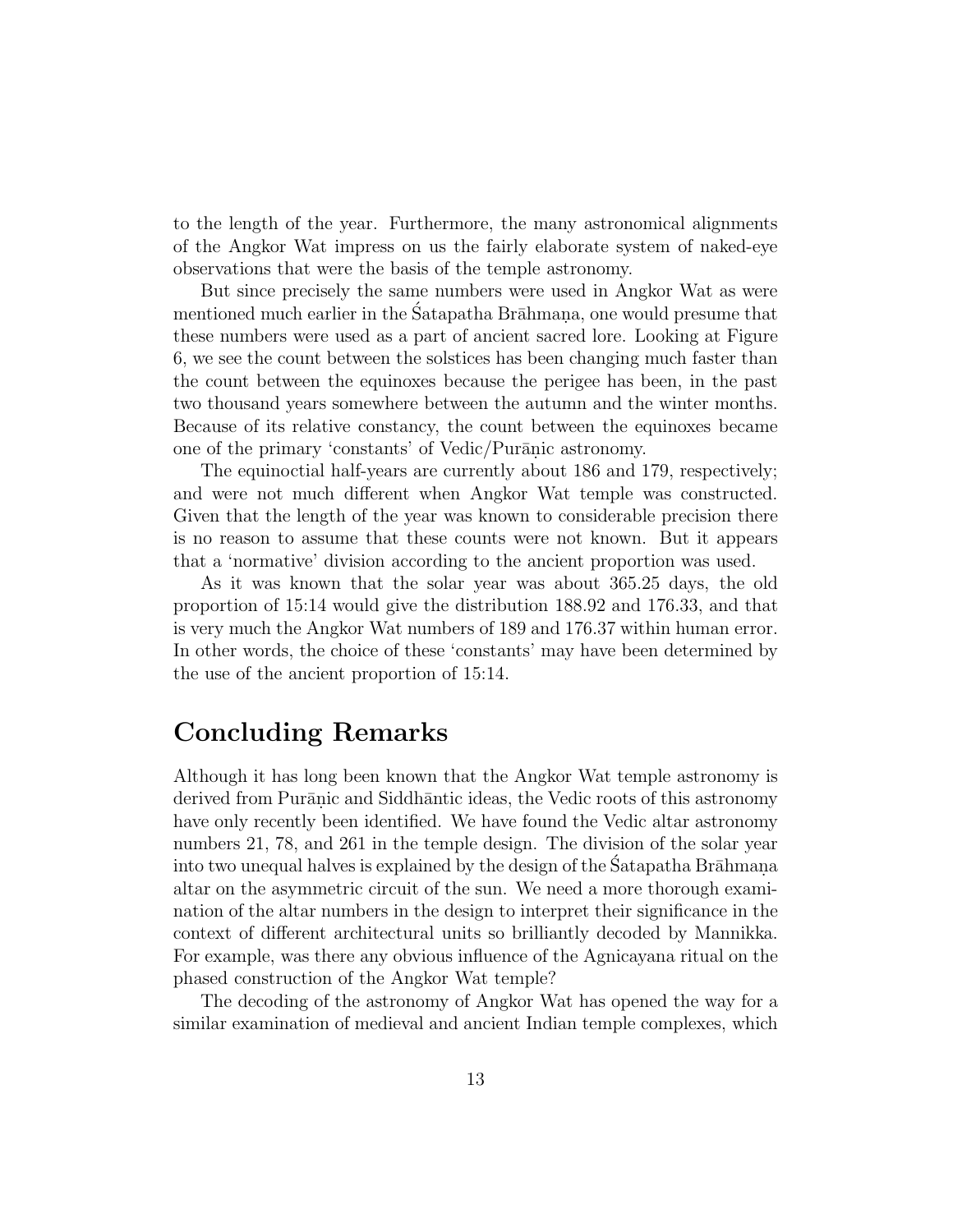to the length of the year. Furthermore, the many astronomical alignments of the Angkor Wat impress on us the fairly elaborate system of naked-eye observations that were the basis of the temple astronomy.

But since precisely the same numbers were used in Angkor Wat as were mentioned much earlier in the Śatapatha Brāhmaṇa, one would presume that these numbers were used as a part of ancient sacred lore. Looking at Figure 6, we see the count between the solstices has been changing much faster than the count between the equinoxes because the perigee has been, in the past two thousand years somewhere between the autumn and the winter months. Because of its relative constancy, the count between the equinoxes became one of the primary 'constants' of Vedic/Purāṇic astronomy.

The equinoctial half-years are currently about 186 and 179, respectively; and were not much different when Angkor Wat temple was constructed. Given that the length of the year was known to considerable precision there is no reason to assume that these counts were not known. But it appears that a 'normative' division according to the ancient proportion was used.

As it was known that the solar year was about 365.25 days, the old proportion of 15:14 would give the distribution 188.92 and 176.33, and that is very much the Angkor Wat numbers of 189 and 176.37 within human error. In other words, the choice of these 'constants' may have been determined by the use of the ancient proportion of 15:14.

## Concluding Remarks

Although it has long been known that the Angkor Wat temple astronomy is derived from Purāṇic and Siddhāntic ideas, the Vedic roots of this astronomy have only recently been identified. We have found the Vedic altar astronomy numbers 21, 78, and 261 in the temple design. The division of the solar year into two unequal halves is explained by the design of the Śatapatha Brāhmaṇa altar on the asymmetric circuit of the sun. We need a more thorough examination of the altar numbers in the design to interpret their significance in the context of different architectural units so brilliantly decoded by Mannikka. For example, was there any obvious influence of the Agnicayana ritual on the phased construction of the Angkor Wat temple?

The decoding of the astronomy of Angkor Wat has opened the way for a similar examination of medieval and ancient Indian temple complexes, which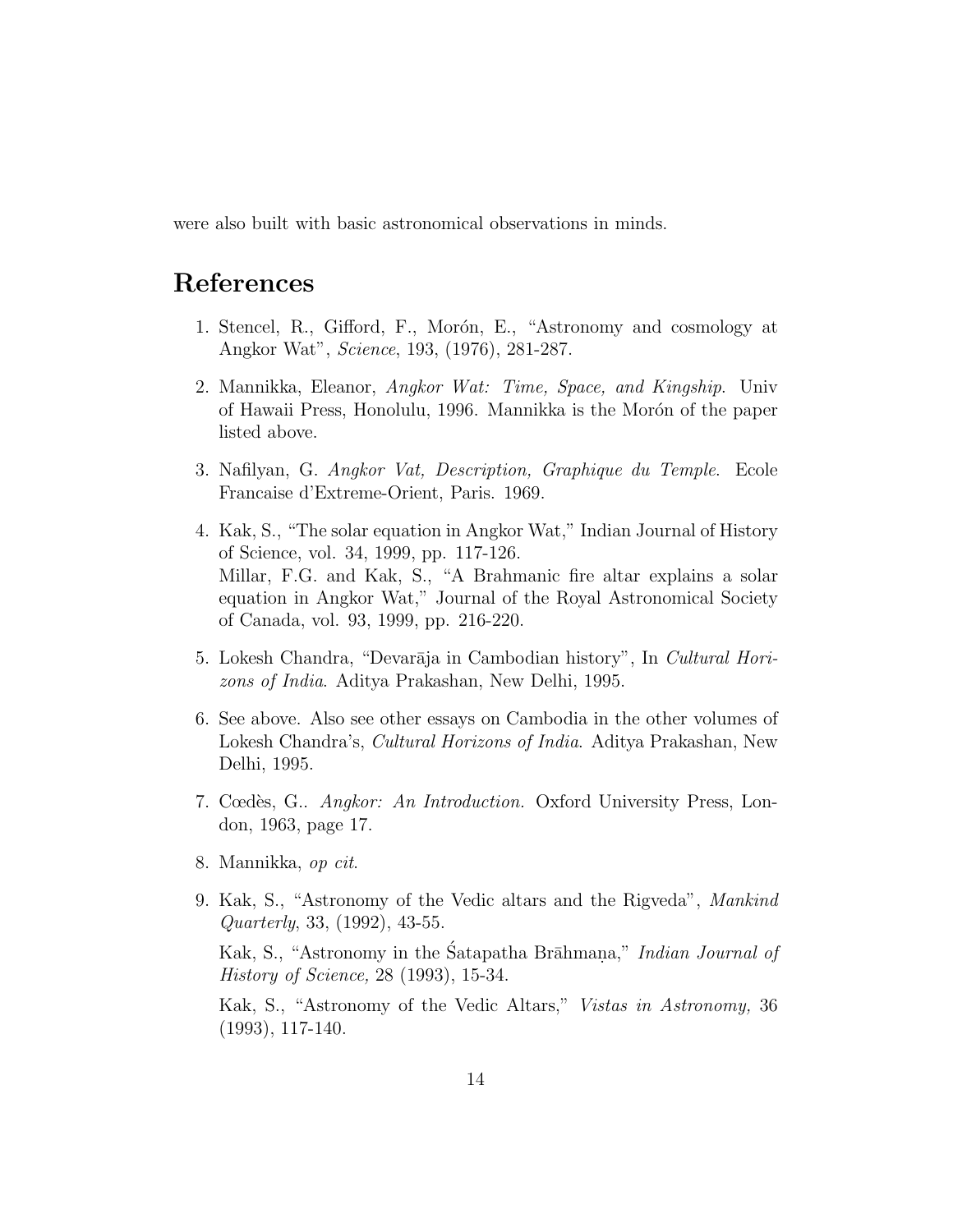were also built with basic astronomical observations in minds.

## References

1. Stencel, R., Gifford, F., Morón, E., "Astronomy and cosmology at Angkor Wat", *Science*, 193, (1976), 281-287.

2. Mannikka, Eleanor, *Angkor Wat: Time, Space, and Kingship*. Univ of Hawaii Press, Honolulu, 1996. Mannikka is the Morón of the paper listed above.

3. Nafilyan, G. *Angkor Vat, Description, Graphique du Temple*. Ecole Francaise d'Extreme-Orient, Paris. 1969.

4. Kak, S., "The solar equation in Angkor Wat," Indian Journal of History of Science, vol. 34, 1999, pp. 117-126.
   Millar, F.G. and Kak, S., "A Brahmanic fire altar explains a solar equation in Angkor Wat," Journal of the Royal Astronomical Society of Canada, vol. 93, 1999, pp. 216-220.

5. Lokesh Chandra, "Devarāja in Cambodian history", In *Cultural Horizons of India*. Aditya Prakashan, New Delhi, 1995.

6. See above. Also see other essays on Cambodia in the other volumes of Lokesh Chandra's, *Cultural Horizons of India*. Aditya Prakashan, New Delhi, 1995.

7. Cœdès, G.. *Angkor: An Introduction.* Oxford University Press, London, 1963, page 17.

8. Mannikka, *op cit*.

9. Kak, S., "Astronomy of the Vedic altars and the Rigveda", *Mankind Quarterly*, 33, (1992), 43-55.

   Kak, S., "Astronomy in the Śatapatha Brāhmaṇa," *Indian Journal of History of Science,* 28 (1993), 15-34.

   Kak, S., "Astronomy of the Vedic Altars," *Vistas in Astronomy,* 36 (1993), 117-140.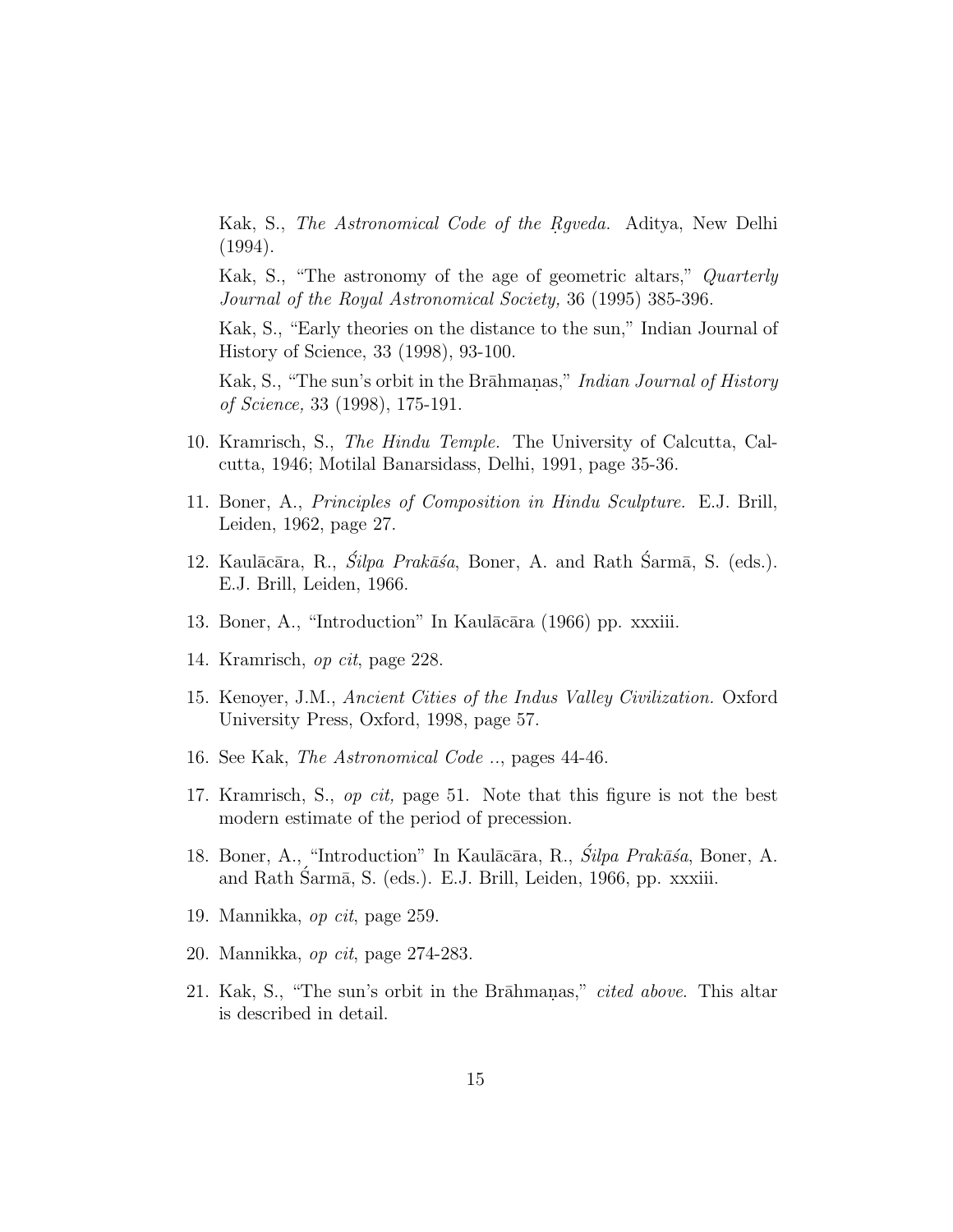Kak, S., *The Astronomical Code of the Ṛgveda.* Aditya, New Delhi (1994).

Kak, S., "The astronomy of the age of geometric altars," *Quarterly Journal of the Royal Astronomical Society,* 36 (1995) 385-396.

Kak, S., "Early theories on the distance to the sun," Indian Journal of History of Science, 33 (1998), 93-100.

Kak, S., "The sun's orbit in the Brāhmaṇas," *Indian Journal of History of Science,* 33 (1998), 175-191.

10. Kramrisch, S., *The Hindu Temple.* The University of Calcutta, Calcutta, 1946; Motilal Banarsidass, Delhi, 1991, page 35-36.

11. Boner, A., *Principles of Composition in Hindu Sculpture.* E.J. Brill, Leiden, 1962, page 27.

12. Kaulācāra, R., *Śilpa Prakāśa*, Boner, A. and Rath Śarmā, S. (eds.). E.J. Brill, Leiden, 1966.

13. Boner, A., "Introduction" In Kaulācāra (1966) pp. xxxiii.

14. Kramrisch, *op cit*, page 228.

15. Kenoyer, J.M., *Ancient Cities of the Indus Valley Civilization.* Oxford University Press, Oxford, 1998, page 57.

16. See Kak, *The Astronomical Code ..*, pages 44-46.

17. Kramrisch, S., *op cit,* page 51. Note that this figure is not the best modern estimate of the period of precession.

18. Boner, A., "Introduction" In Kaulācāra, R., *Śilpa Prakāśa*, Boner, A. and Rath Śarmā, S. (eds.). E.J. Brill, Leiden, 1966, pp. xxxiii.

19. Mannikka, *op cit*, page 259.

20. Mannikka, *op cit*, page 274-283.

21. Kak, S., "The sun's orbit in the Brāhmaṇas," *cited above*. This altar is described in detail.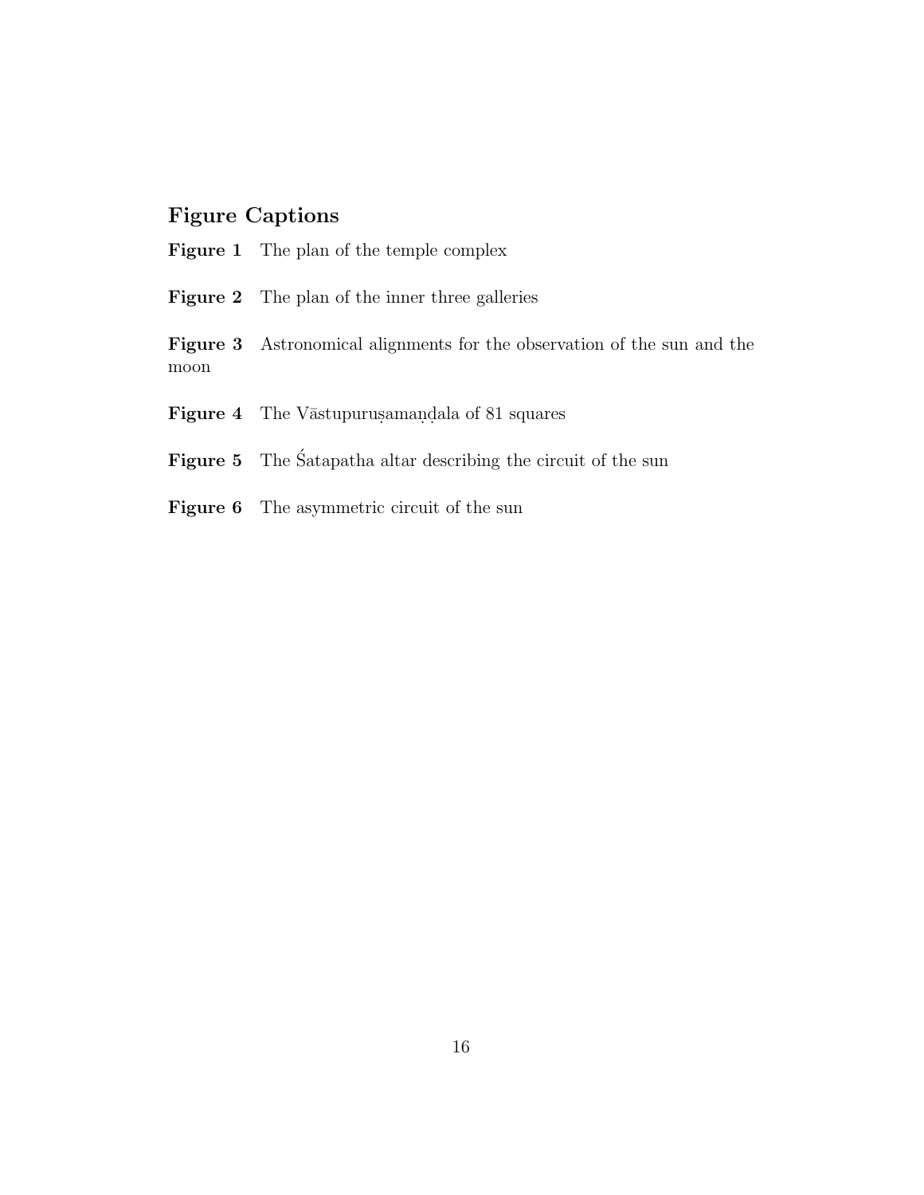## Figure Captions

**Figure 1** The plan of the temple complex

**Figure 2** The plan of the inner three galleries

**Figure 3** Astronomical alignments for the observation of the sun and the moon

**Figure 4** The Vāstupuruṣamaṇḍala of 81 squares

**Figure 5** The Śatapatha altar describing the circuit of the sun

**Figure 6** The asymmetric circuit of the sun